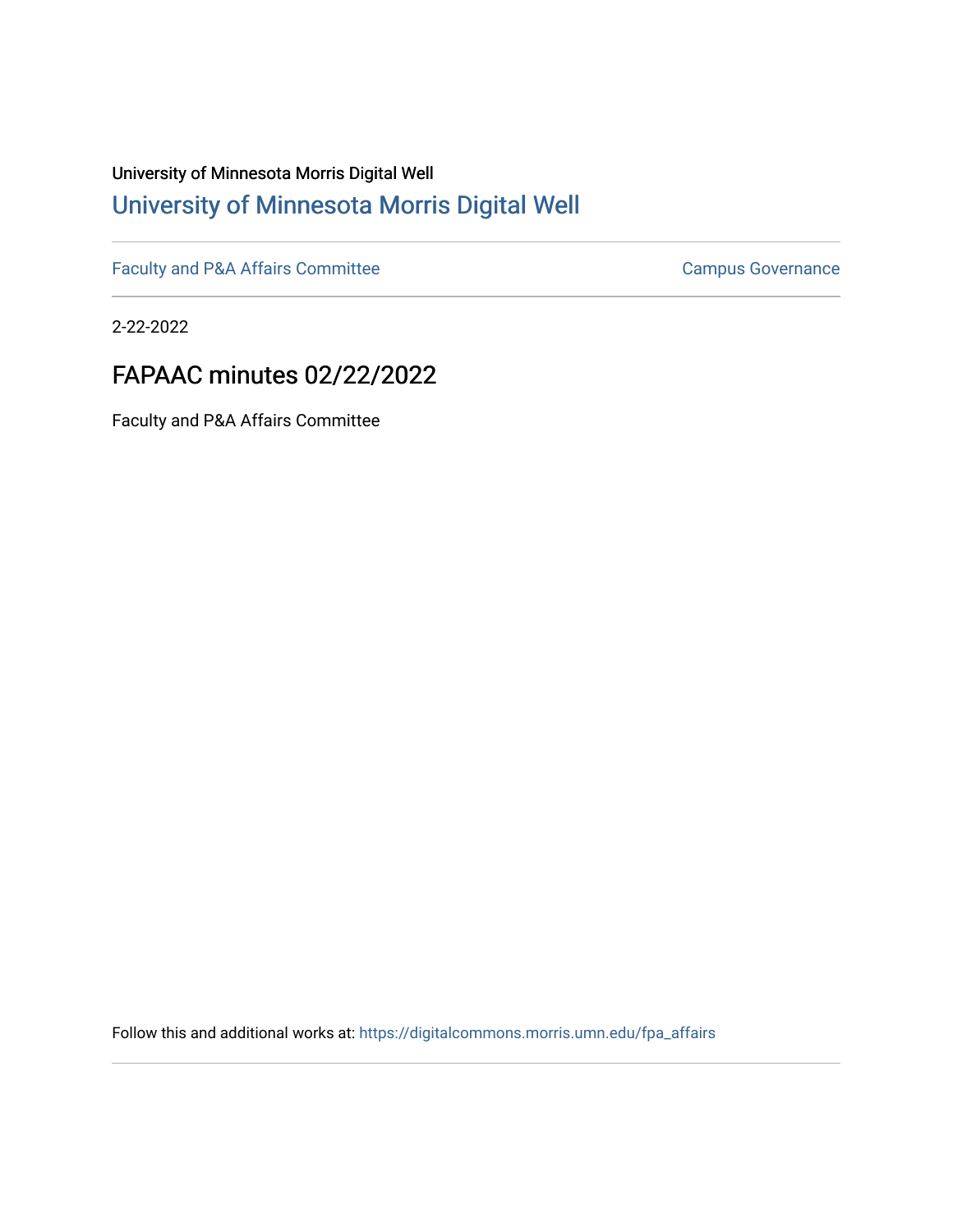University of Minnesota Morris Digital Well

# University of Minnesota Morris Digital Well

Faculty and P&A Affairs Committee

Campus Governance

2-22-2022

## FAPAAC minutes 02/22/2022

Faculty and P&A Affairs Committee

Follow this and additional works at: https://digitalcommons.morris.umn.edu/fpa_affairs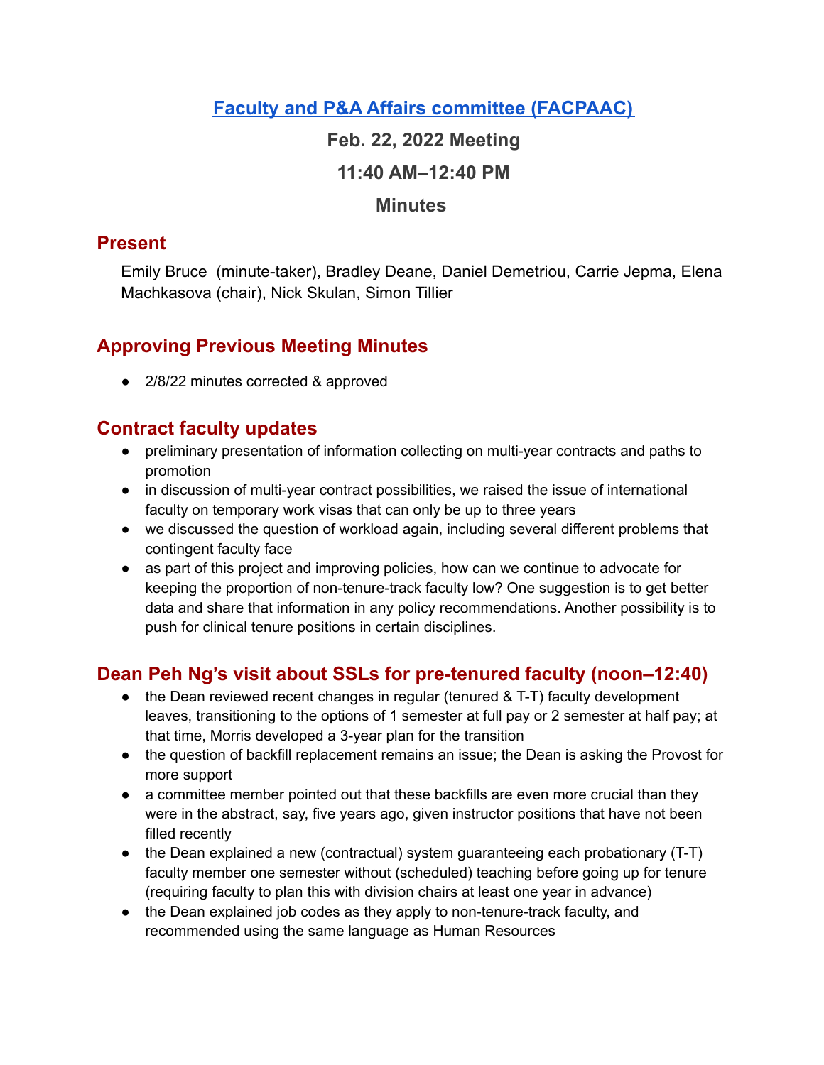# [Faculty and P&A Affairs committee (FACPAAC)](#)

**Feb. 22, 2022 Meeting**

**11:40 AM–12:40 PM**

**Minutes**

## Present

Emily Bruce (minute-taker), Bradley Deane, Daniel Demetriou, Carrie Jepma, Elena Machkasova (chair), Nick Skulan, Simon Tillier

## Approving Previous Meeting Minutes

- 2/8/22 minutes corrected & approved

## Contract faculty updates

- preliminary presentation of information collecting on multi-year contracts and paths to promotion
- in discussion of multi-year contract possibilities, we raised the issue of international faculty on temporary work visas that can only be up to three years
- we discussed the question of workload again, including several different problems that contingent faculty face
- as part of this project and improving policies, how can we continue to advocate for keeping the proportion of non-tenure-track faculty low? One suggestion is to get better data and share that information in any policy recommendations. Another possibility is to push for clinical tenure positions in certain disciplines.

## Dean Peh Ng's visit about SSLs for pre-tenured faculty (noon–12:40)

- the Dean reviewed recent changes in regular (tenured & T-T) faculty development leaves, transitioning to the options of 1 semester at full pay or 2 semester at half pay; at that time, Morris developed a 3-year plan for the transition
- the question of backfill replacement remains an issue; the Dean is asking the Provost for more support
- a committee member pointed out that these backfills are even more crucial than they were in the abstract, say, five years ago, given instructor positions that have not been filled recently
- the Dean explained a new (contractual) system guaranteeing each probationary (T-T) faculty member one semester without (scheduled) teaching before going up for tenure (requiring faculty to plan this with division chairs at least one year in advance)
- the Dean explained job codes as they apply to non-tenure-track faculty, and recommended using the same language as Human Resources